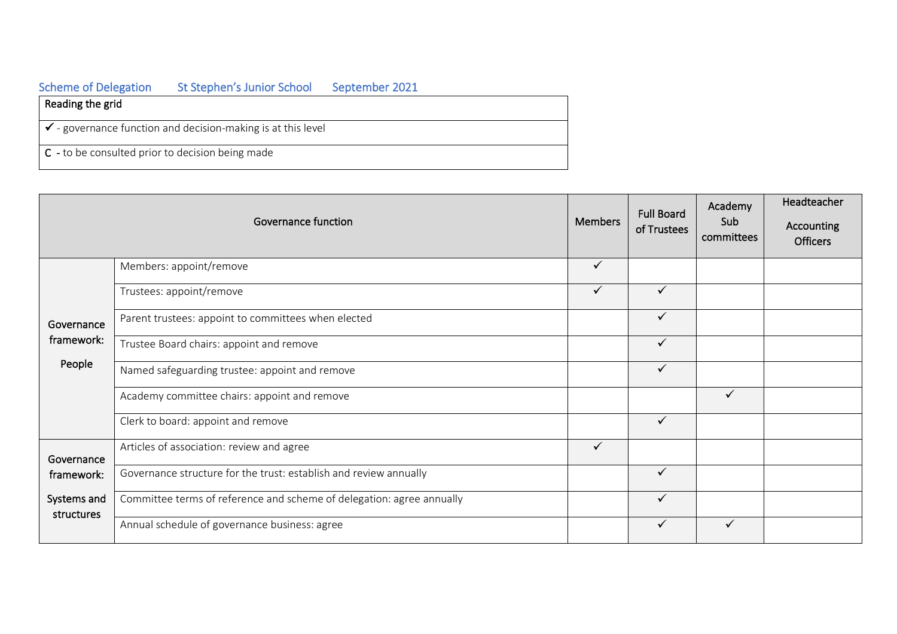Scheme of Delegation St Stephen's Junior School September 2021

| Reading the grid |
|---|
| ✓ - governance function and decision-making is at this level |
| C - to be consulted prior to decision being made |

| Governance function | | Members | Full Board of Trustees | Academy Sub committees | Headteacher Accounting Officers |
|---|---|---|---|---|---|
| Governance framework: People | Members: appoint/remove | ✓ | | | |
| | Trustees: appoint/remove | ✓ | ✓ | | |
| | Parent trustees: appoint to committees when elected | | ✓ | | |
| | Trustee Board chairs: appoint and remove | | ✓ | | |
| | Named safeguarding trustee: appoint and remove | | ✓ | | |
| | Academy committee chairs: appoint and remove | | | ✓ | |
| | Clerk to board: appoint and remove | | ✓ | | |
| Governance framework: Systems and structures | Articles of association: review and agree | ✓ | | | |
| | Governance structure for the trust: establish and review annually | | ✓ | | |
| | Committee terms of reference and scheme of delegation: agree annually | | ✓ | | |
| | Annual schedule of governance business: agree | | ✓ | ✓ | |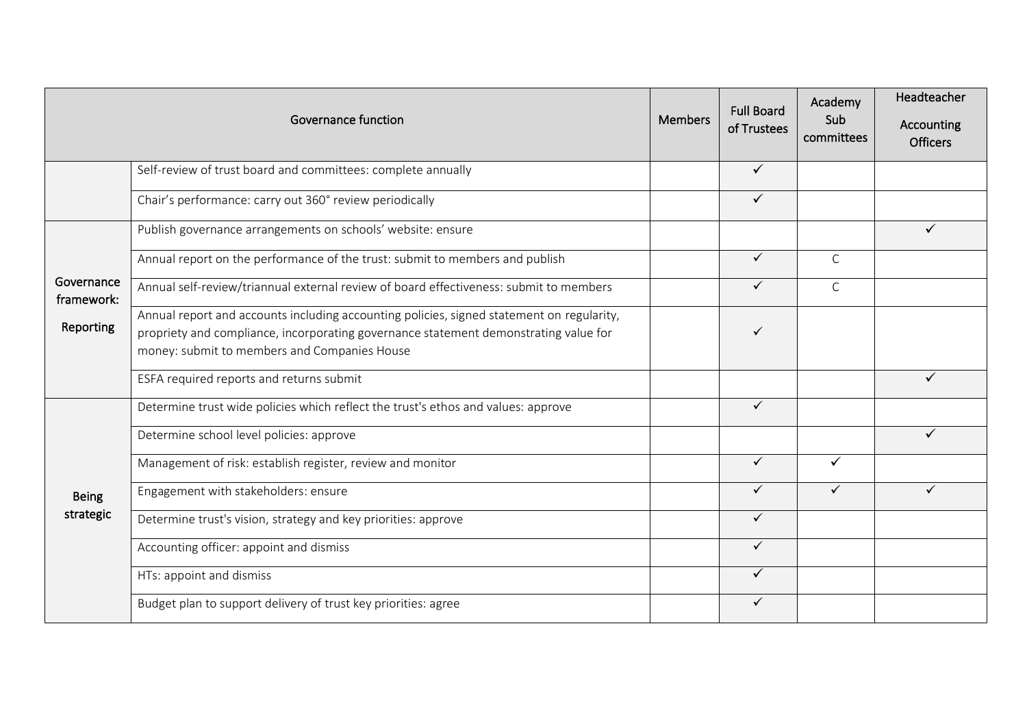| Governance function | | Members | Full Board of Trustees | Academy Sub committees | Headteacher Accounting Officers |
|---|---|---|---|---|---|
| | Self-review of trust board and committees: complete annually | | ✓ | | |
| | Chair's performance: carry out 360° review periodically | | ✓ | | |
| Governance framework: Reporting | Publish governance arrangements on schools' website: ensure | | | | ✓ |
| | Annual report on the performance of the trust: submit to members and publish | | ✓ | C | |
| | Annual self-review/triannual external review of board effectiveness: submit to members | | ✓ | C | |
| | Annual report and accounts including accounting policies, signed statement on regularity, propriety and compliance, incorporating governance statement demonstrating value for money: submit to members and Companies House | | ✓ | | |
| | ESFA required reports and returns submit | | | | ✓ |
| Being strategic | Determine trust wide policies which reflect the trust's ethos and values: approve | | ✓ | | |
| | Determine school level policies: approve | | | | ✓ |
| | Management of risk: establish register, review and monitor | | ✓ | ✓ | |
| | Engagement with stakeholders: ensure | | ✓ | ✓ | ✓ |
| | Determine trust's vision, strategy and key priorities: approve | | ✓ | | |
| | Accounting officer: appoint and dismiss | | ✓ | | |
| | HTs: appoint and dismiss | | ✓ | | |
| | Budget plan to support delivery of trust key priorities: agree | | ✓ | | |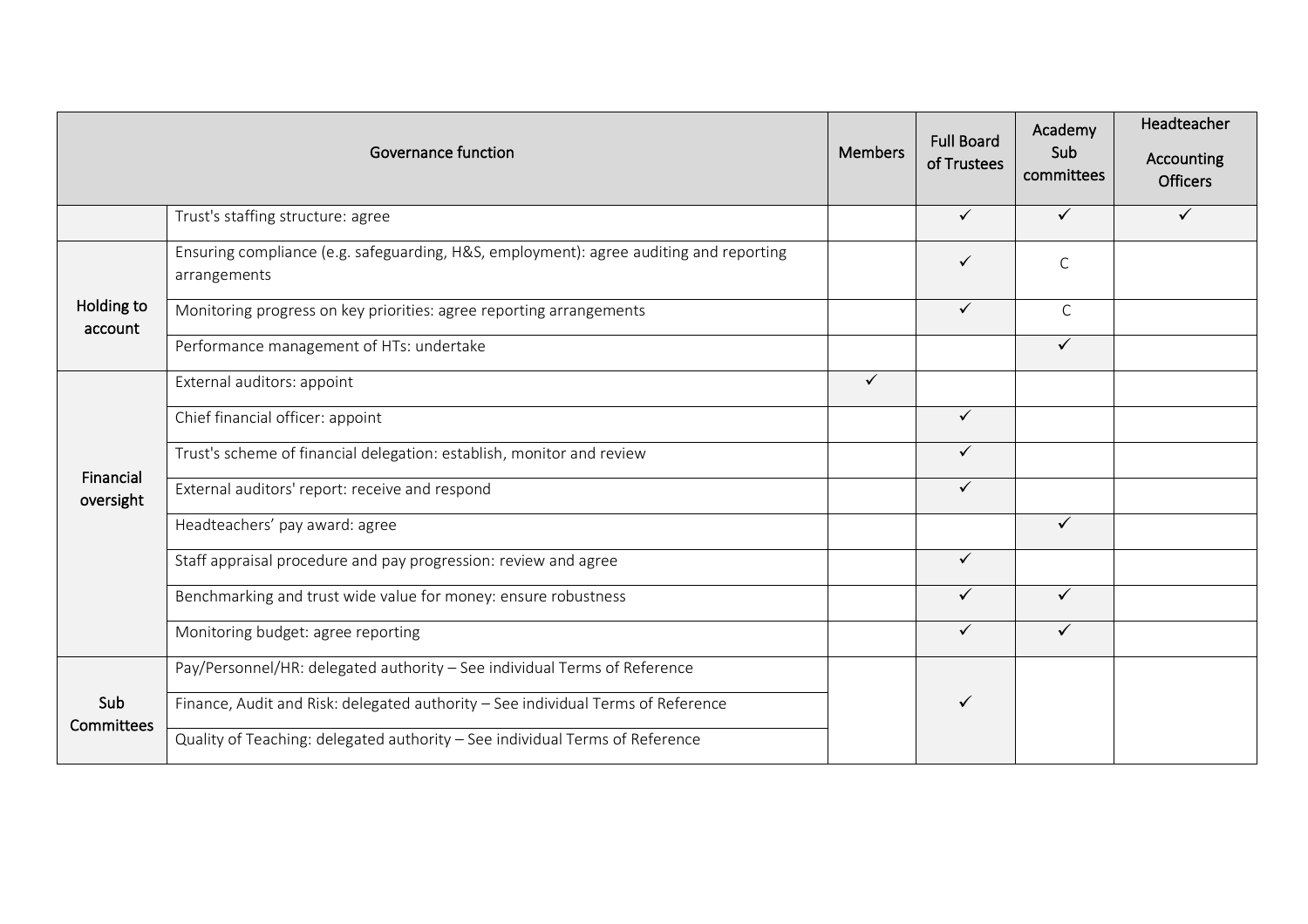| Governance function | | Members | Full Board of Trustees | Academy Sub committees | Headteacher Accounting Officers |
|---|---|---|---|---|---|
| | Trust's staffing structure: agree | | ✓ | ✓ | ✓ |
| Holding to account | Ensuring compliance (e.g. safeguarding, H&S, employment): agree auditing and reporting arrangements | | ✓ | C | |
| | Monitoring progress on key priorities: agree reporting arrangements | | ✓ | C | |
| | Performance management of HTs: undertake | | | ✓ | |
| Financial oversight | External auditors: appoint | ✓ | | | |
| | Chief financial officer: appoint | | ✓ | | |
| | Trust's scheme of financial delegation: establish, monitor and review | | ✓ | | |
| | External auditors' report: receive and respond | | ✓ | | |
| | Headteachers' pay award: agree | | | ✓ | |
| | Staff appraisal procedure and pay progression: review and agree | | ✓ | | |
| | Benchmarking and trust wide value for money: ensure robustness | | ✓ | ✓ | |
| | Monitoring budget: agree reporting | | ✓ | ✓ | |
| Sub Committees | Pay/Personnel/HR: delegated authority – See individual Terms of Reference | | ✓ | | |
| | Finance, Audit and Risk: delegated authority – See individual Terms of Reference | | | | |
| | Quality of Teaching: delegated authority – See individual Terms of Reference | | | | |